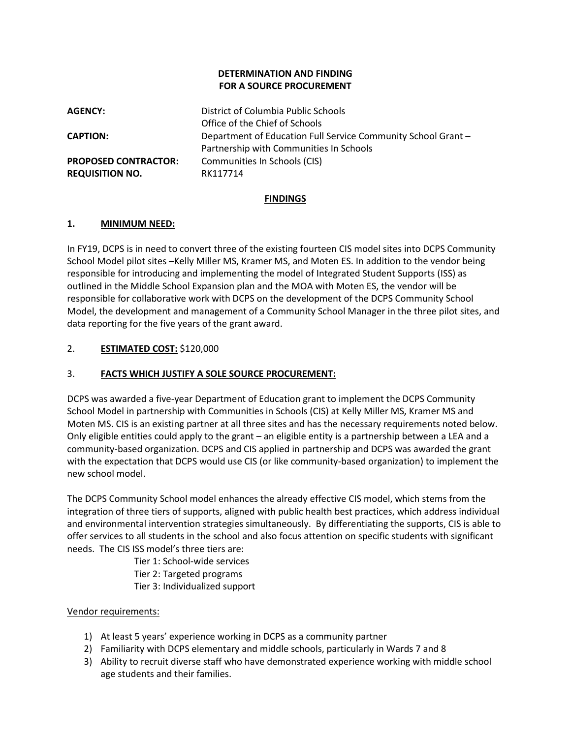**DETERMINATION AND FINDING**
**FOR A SOURCE PROCUREMENT**

| | |
|---|---|
| **AGENCY:** | District of Columbia Public Schools<br>Office of the Chief of Schools |
| **CAPTION:** | Department of Education Full Service Community School Grant – Partnership with Communities In Schools |
| **PROPOSED CONTRACTOR:** | Communities In Schools (CIS) |
| **REQUISITION NO.** | RK117714 |

## FINDINGS

### 1. MINIMUM NEED:

In FY19, DCPS is in need to convert three of the existing fourteen CIS model sites into DCPS Community School Model pilot sites –Kelly Miller MS, Kramer MS, and Moten ES. In addition to the vendor being responsible for introducing and implementing the model of Integrated Student Supports (ISS) as outlined in the Middle School Expansion plan and the MOA with Moten ES, the vendor will be responsible for collaborative work with DCPS on the development of the DCPS Community School Model, the development and management of a Community School Manager in the three pilot sites, and data reporting for the five years of the grant award.

### 2. ESTIMATED COST: $120,000

### 3. FACTS WHICH JUSTIFY A SOLE SOURCE PROCUREMENT:

DCPS was awarded a five-year Department of Education grant to implement the DCPS Community School Model in partnership with Communities in Schools (CIS) at Kelly Miller MS, Kramer MS and Moten MS. CIS is an existing partner at all three sites and has the necessary requirements noted below. Only eligible entities could apply to the grant – an eligible entity is a partnership between a LEA and a community-based organization. DCPS and CIS applied in partnership and DCPS was awarded the grant with the expectation that DCPS would use CIS (or like community-based organization) to implement the new school model.

The DCPS Community School model enhances the already effective CIS model, which stems from the integration of three tiers of supports, aligned with public health best practices, which address individual and environmental intervention strategies simultaneously. By differentiating the supports, CIS is able to offer services to all students in the school and also focus attention on specific students with significant needs. The CIS ISS model's three tiers are:

- Tier 1: School-wide services
- Tier 2: Targeted programs
- Tier 3: Individualized support

<u>Vendor requirements:</u>

1) At least 5 years' experience working in DCPS as a community partner
2) Familiarity with DCPS elementary and middle schools, particularly in Wards 7 and 8
3) Ability to recruit diverse staff who have demonstrated experience working with middle school age students and their families.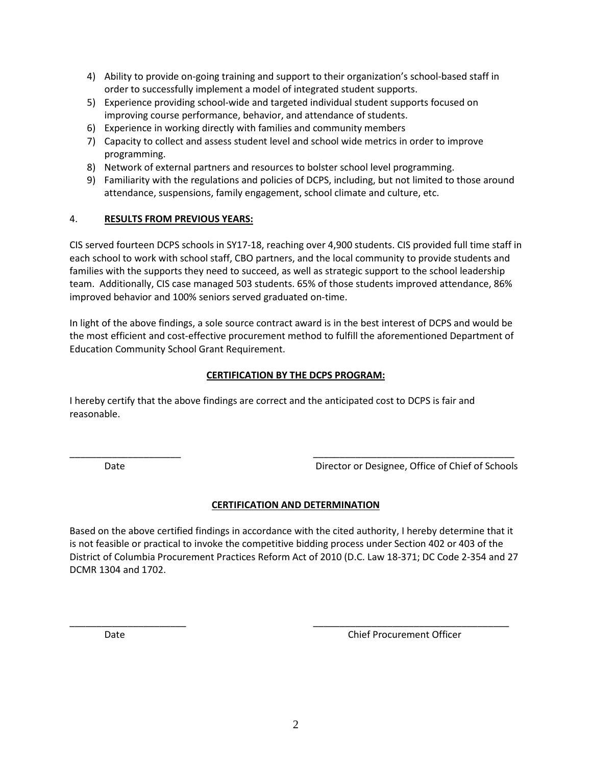4) Ability to provide on-going training and support to their organization's school-based staff in order to successfully implement a model of integrated student supports.
5) Experience providing school-wide and targeted individual student supports focused on improving course performance, behavior, and attendance of students.
6) Experience in working directly with families and community members
7) Capacity to collect and assess student level and school wide metrics in order to improve programming.
8) Network of external partners and resources to bolster school level programming.
9) Familiarity with the regulations and policies of DCPS, including, but not limited to those around attendance, suspensions, family engagement, school climate and culture, etc.

4. **RESULTS FROM PREVIOUS YEARS:**

CIS served fourteen DCPS schools in SY17-18, reaching over 4,900 students. CIS provided full time staff in each school to work with school staff, CBO partners, and the local community to provide students and families with the supports they need to succeed, as well as strategic support to the school leadership team. Additionally, CIS case managed 503 students. 65% of those students improved attendance, 86% improved behavior and 100% seniors served graduated on-time.

In light of the above findings, a sole source contract award is in the best interest of DCPS and would be the most efficient and cost-effective procurement method to fulfill the aforementioned Department of Education Community School Grant Requirement.

**CERTIFICATION BY THE DCPS PROGRAM:**

I hereby certify that the above findings are correct and the anticipated cost to DCPS is fair and reasonable.

_____________________ ______________________________________

Date Director or Designee, Office of Chief of Schools

**CERTIFICATION AND DETERMINATION**

Based on the above certified findings in accordance with the cited authority, I hereby determine that it is not feasible or practical to invoke the competitive bidding process under Section 402 or 403 of the District of Columbia Procurement Practices Reform Act of 2010 (D.C. Law 18-371; DC Code 2-354 and 27 DCMR 1304 and 1702.

______________________ _____________________________________

Date Chief Procurement Officer